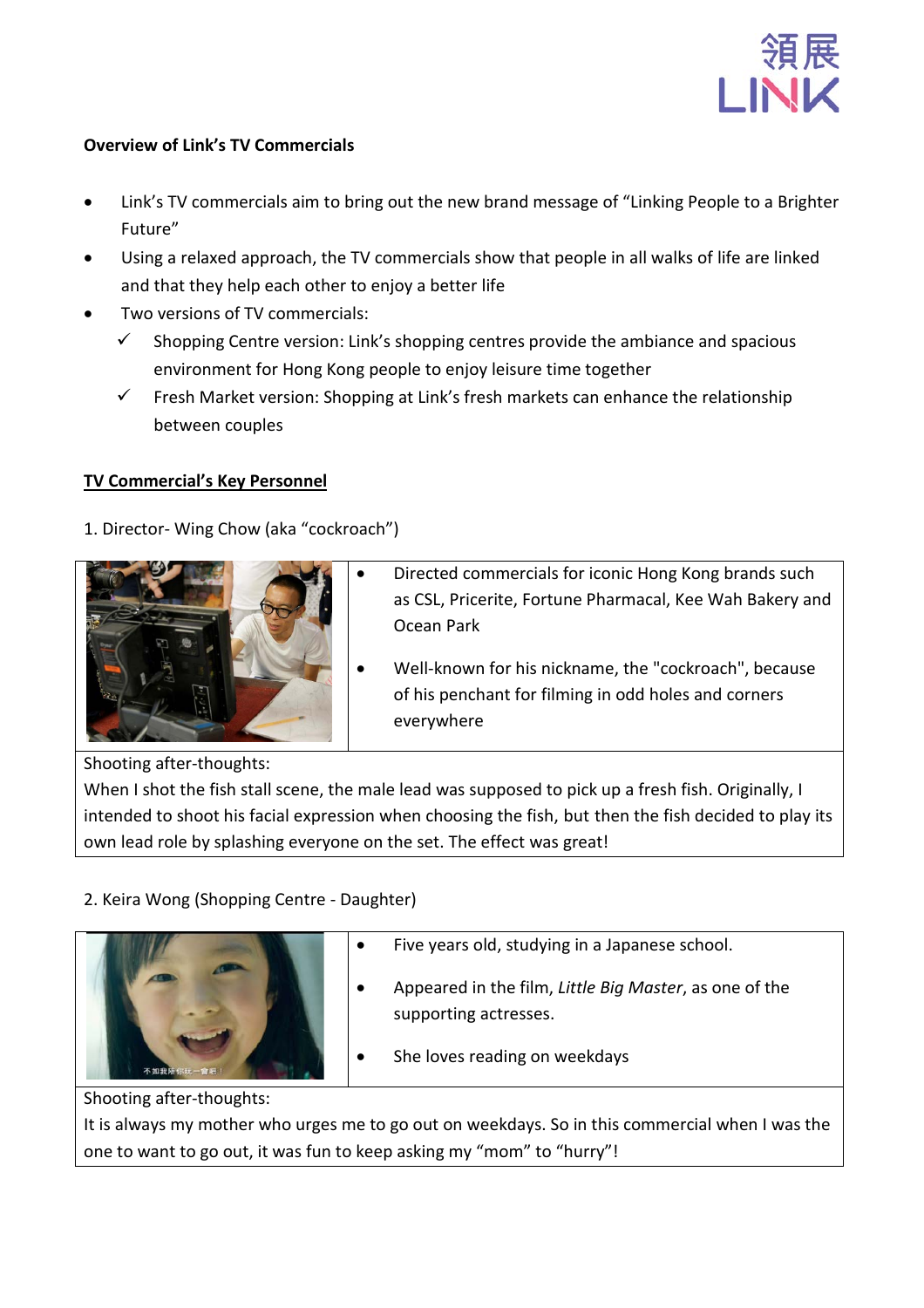**Overview of Link's TV Commercials**

- Link's TV commercials aim to bring out the new brand message of "Linking People to a Brighter Future"
- Using a relaxed approach, the TV commercials show that people in all walks of life are linked and that they help each other to enjoy a better life
- Two versions of TV commercials:
  - ✓ Shopping Centre version: Link's shopping centres provide the ambiance and spacious environment for Hong Kong people to enjoy leisure time together
  - ✓ Fresh Market version: Shopping at Link's fresh markets can enhance the relationship between couples

**TV Commercial's Key Personnel**

1. Director- Wing Chow (aka "cockroach")

- Directed commercials for iconic Hong Kong brands such as CSL, Pricerite, Fortune Pharmacal, Kee Wah Bakery and Ocean Park
- Well-known for his nickname, the "cockroach", because of his penchant for filming in odd holes and corners everywhere

Shooting after-thoughts:
When I shot the fish stall scene, the male lead was supposed to pick up a fresh fish. Originally, I intended to shoot his facial expression when choosing the fish, but then the fish decided to play its own lead role by splashing everyone on the set. The effect was great!

2. Keira Wong (Shopping Centre - Daughter)

- Five years old, studying in a Japanese school.
- Appeared in the film, *Little Big Master*, as one of the supporting actresses.
- She loves reading on weekdays

Shooting after-thoughts:
It is always my mother who urges me to go out on weekdays. So in this commercial when I was the one to want to go out, it was fun to keep asking my "mom" to "hurry"!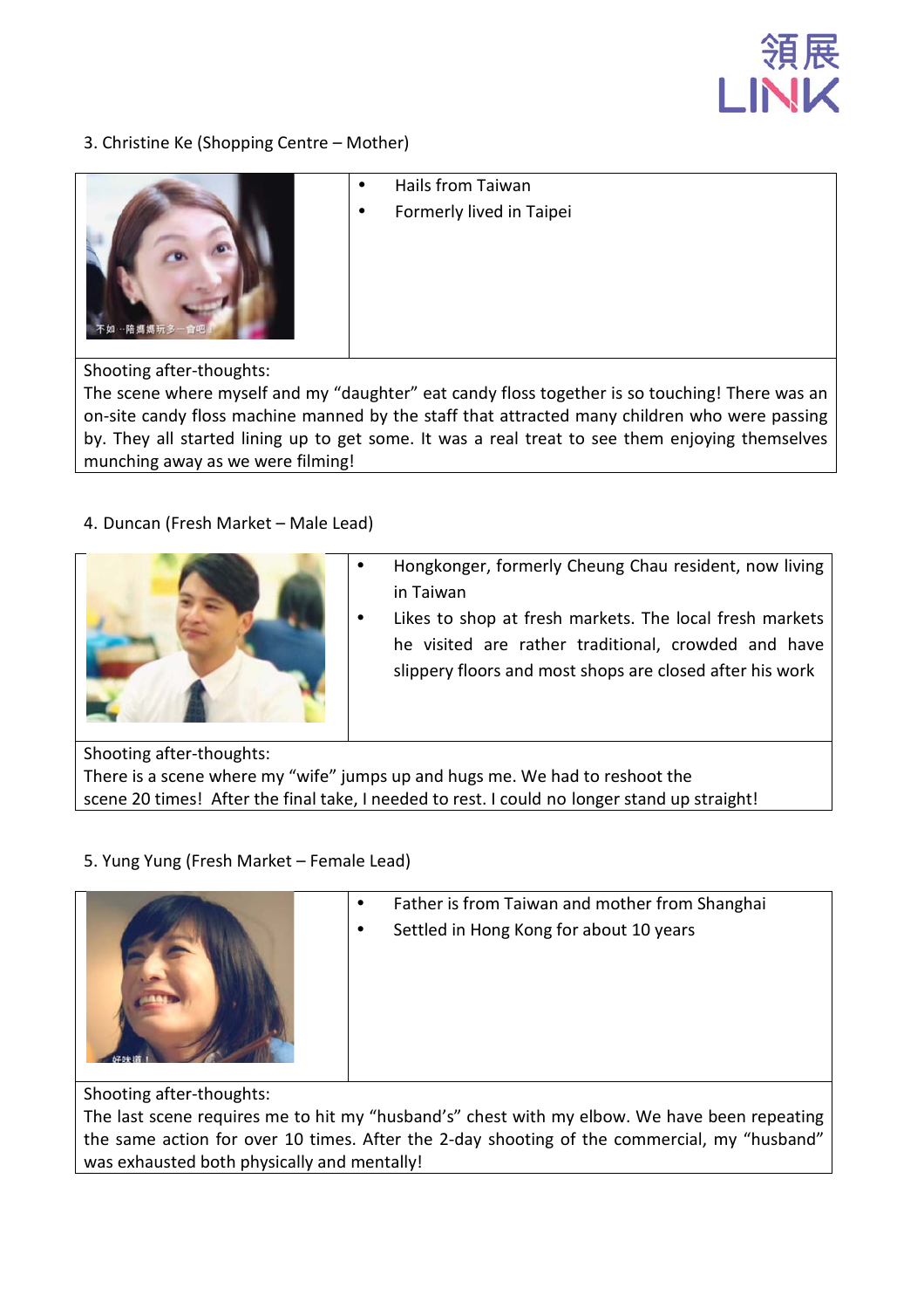3. Christine Ke (Shopping Centre – Mother)

| | |
|---|---|
| | • Hails from Taiwan<br>• Formerly lived in Taipei |

Shooting after-thoughts:
The scene where myself and my "daughter" eat candy floss together is so touching! There was an on-site candy floss machine manned by the staff that attracted many children who were passing by. They all started lining up to get some. It was a real treat to see them enjoying themselves munching away as we were filming!

4. Duncan (Fresh Market – Male Lead)

| | |
|---|---|
| | • Hongkonger, formerly Cheung Chau resident, now living in Taiwan<br>• Likes to shop at fresh markets. The local fresh markets he visited are rather traditional, crowded and have slippery floors and most shops are closed after his work |

Shooting after-thoughts:
There is a scene where my "wife" jumps up and hugs me. We had to reshoot the scene 20 times! After the final take, I needed to rest. I could no longer stand up straight!

5. Yung Yung (Fresh Market – Female Lead)

| | |
|---|---|
| | • Father is from Taiwan and mother from Shanghai<br>• Settled in Hong Kong for about 10 years |

Shooting after-thoughts:
The last scene requires me to hit my "husband's" chest with my elbow. We have been repeating the same action for over 10 times. After the 2-day shooting of the commercial, my "husband" was exhausted both physically and mentally!